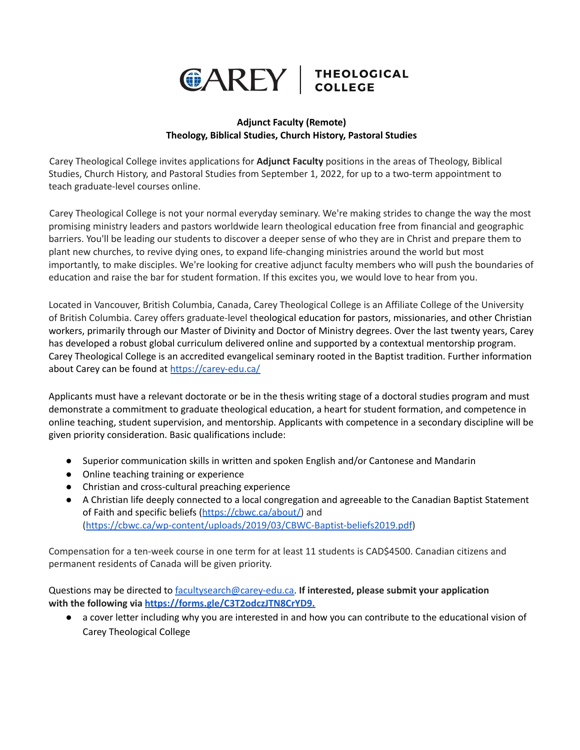# CAREY | THEOLOGICAL COLLEGE

**Adjunct Faculty (Remote)**
**Theology, Biblical Studies, Church History, Pastoral Studies**

Carey Theological College invites applications for **Adjunct Faculty** positions in the areas of Theology, Biblical Studies, Church History, and Pastoral Studies from September 1, 2022, for up to a two-term appointment to teach graduate-level courses online.

Carey Theological College is not your normal everyday seminary. We're making strides to change the way the most promising ministry leaders and pastors worldwide learn theological education free from financial and geographic barriers. You'll be leading our students to discover a deeper sense of who they are in Christ and prepare them to plant new churches, to revive dying ones, to expand life-changing ministries around the world but most importantly, to make disciples. We're looking for creative adjunct faculty members who will push the boundaries of education and raise the bar for student formation. If this excites you, we would love to hear from you.

Located in Vancouver, British Columbia, Canada, Carey Theological College is an Affiliate College of the University of British Columbia. Carey offers graduate-level theological education for pastors, missionaries, and other Christian workers, primarily through our Master of Divinity and Doctor of Ministry degrees. Over the last twenty years, Carey has developed a robust global curriculum delivered online and supported by a contextual mentorship program. Carey Theological College is an accredited evangelical seminary rooted in the Baptist tradition. Further information about Carey can be found at https://carey-edu.ca/

Applicants must have a relevant doctorate or be in the thesis writing stage of a doctoral studies program and must demonstrate a commitment to graduate theological education, a heart for student formation, and competence in online teaching, student supervision, and mentorship. Applicants with competence in a secondary discipline will be given priority consideration. Basic qualifications include:

- Superior communication skills in written and spoken English and/or Cantonese and Mandarin
- Online teaching training or experience
- Christian and cross-cultural preaching experience
- A Christian life deeply connected to a local congregation and agreeable to the Canadian Baptist Statement of Faith and specific beliefs (https://cbwc.ca/about/) and (https://cbwc.ca/wp-content/uploads/2019/03/CBWC-Baptist-beliefs2019.pdf)

Compensation for a ten-week course in one term for at least 11 students is CAD$4500. Canadian citizens and permanent residents of Canada will be given priority.

Questions may be directed to facultysearch@carey-edu.ca. **If interested, please submit your application with the following via https://forms.gle/C3T2odczJTN8CrYD9.**

- a cover letter including why you are interested in and how you can contribute to the educational vision of Carey Theological College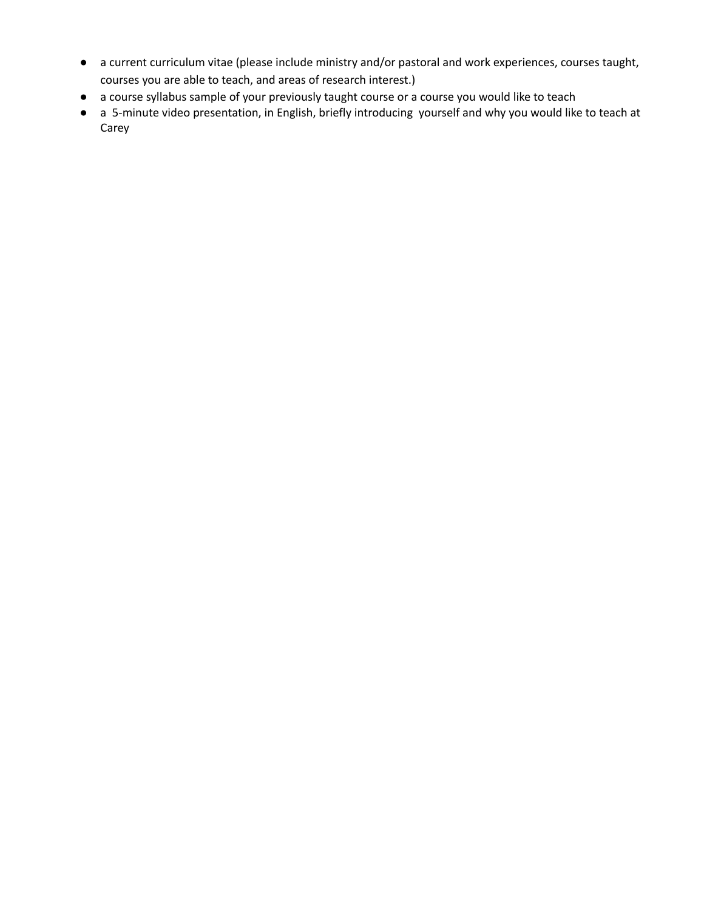- a current curriculum vitae (please include ministry and/or pastoral and work experiences, courses taught, courses you are able to teach, and areas of research interest.)
- a course syllabus sample of your previously taught course or a course you would like to teach
- a 5-minute video presentation, in English, briefly introducing yourself and why you would like to teach at Carey